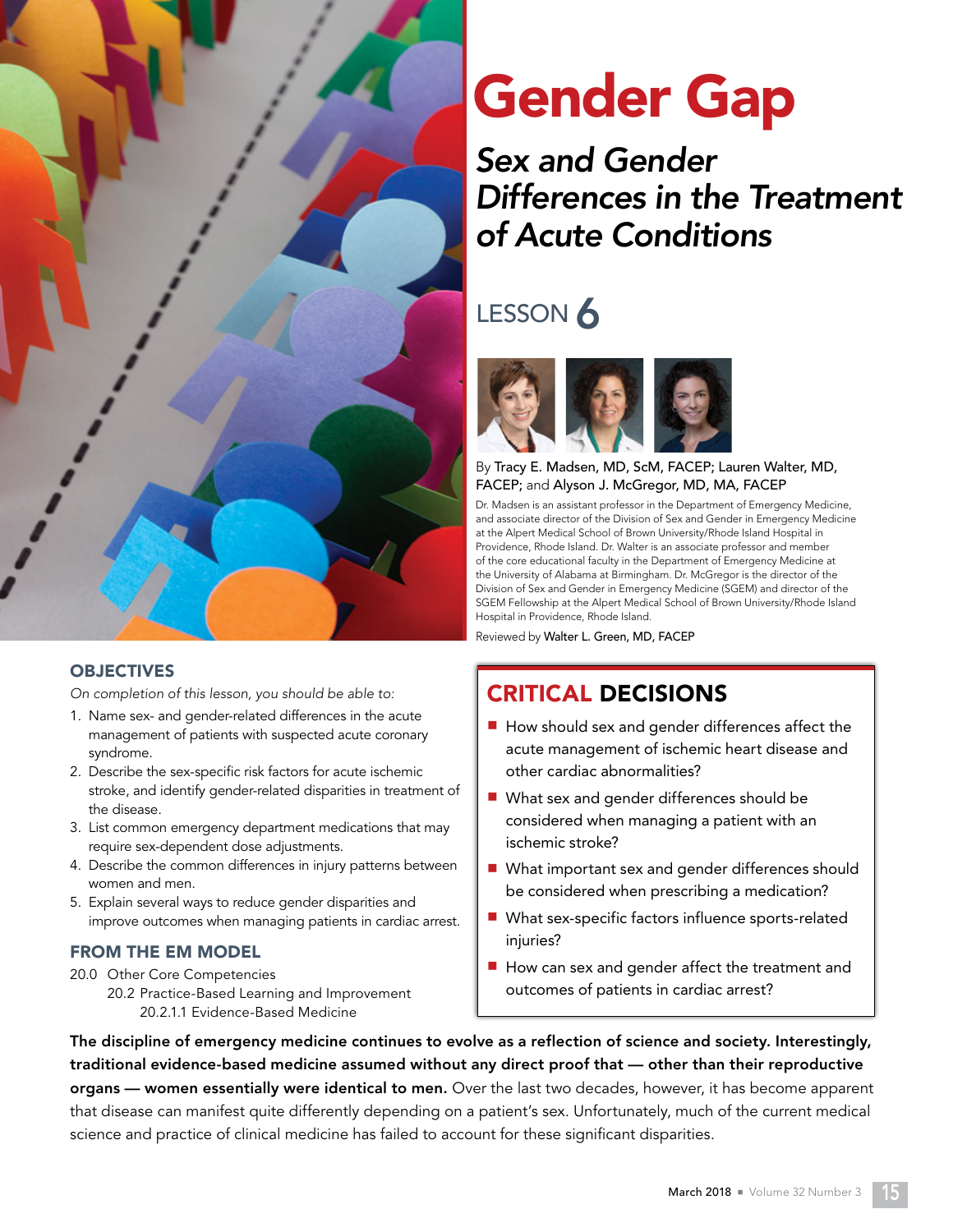# Gender Gap

## *Sex and Gender Differences in the Treatment of Acute Conditions*

LESSON 6

By Tracy E. Madsen, MD, ScM, FACEP; Lauren Walter, MD, FACEP; and Alyson J. McGregor, MD, MA, FACEP

Dr. Madsen is an assistant professor in the Department of Emergency Medicine, and associate director of the Division of Sex and Gender in Emergency Medicine at the Alpert Medical School of Brown University/Rhode Island Hospital in Providence, Rhode Island. Dr. Walter is an associate professor and member of the core educational faculty in the Department of Emergency Medicine at the University of Alabama at Birmingham. Dr. McGregor is the director of the Division of Sex and Gender in Emergency Medicine (SGEM) and director of the SGEM Fellowship at the Alpert Medical School of Brown University/Rhode Island Hospital in Providence, Rhode Island.

Reviewed by Walter L. Green, MD, FACEP

### OBJECTIVES

*On completion of this lesson, you should be able to:*

1. Name sex- and gender-related differences in the acute management of patients with suspected acute coronary syndrome.
2. Describe the sex-specific risk factors for acute ischemic stroke, and identify gender-related disparities in treatment of the disease.
3. List common emergency department medications that may require sex-dependent dose adjustments.
4. Describe the common differences in injury patterns between women and men.
5. Explain several ways to reduce gender disparities and improve outcomes when managing patients in cardiac arrest.

### FROM THE EM MODEL

20.0 Other Core Competencies
20.2 Practice-Based Learning and Improvement
20.2.1.1 Evidence-Based Medicine

### CRITICAL DECISIONS

- How should sex and gender differences affect the acute management of ischemic heart disease and other cardiac abnormalities?
- What sex and gender differences should be considered when managing a patient with an ischemic stroke?
- What important sex and gender differences should be considered when prescribing a medication?
- What sex-specific factors influence sports-related injuries?
- How can sex and gender affect the treatment and outcomes of patients in cardiac arrest?

**The discipline of emergency medicine continues to evolve as a reflection of science and society. Interestingly, traditional evidence-based medicine assumed without any direct proof that — other than their reproductive organs — women essentially were identical to men.** Over the last two decades, however, it has become apparent that disease can manifest quite differently depending on a patient's sex. Unfortunately, much of the current medical science and practice of clinical medicine has failed to account for these significant disparities.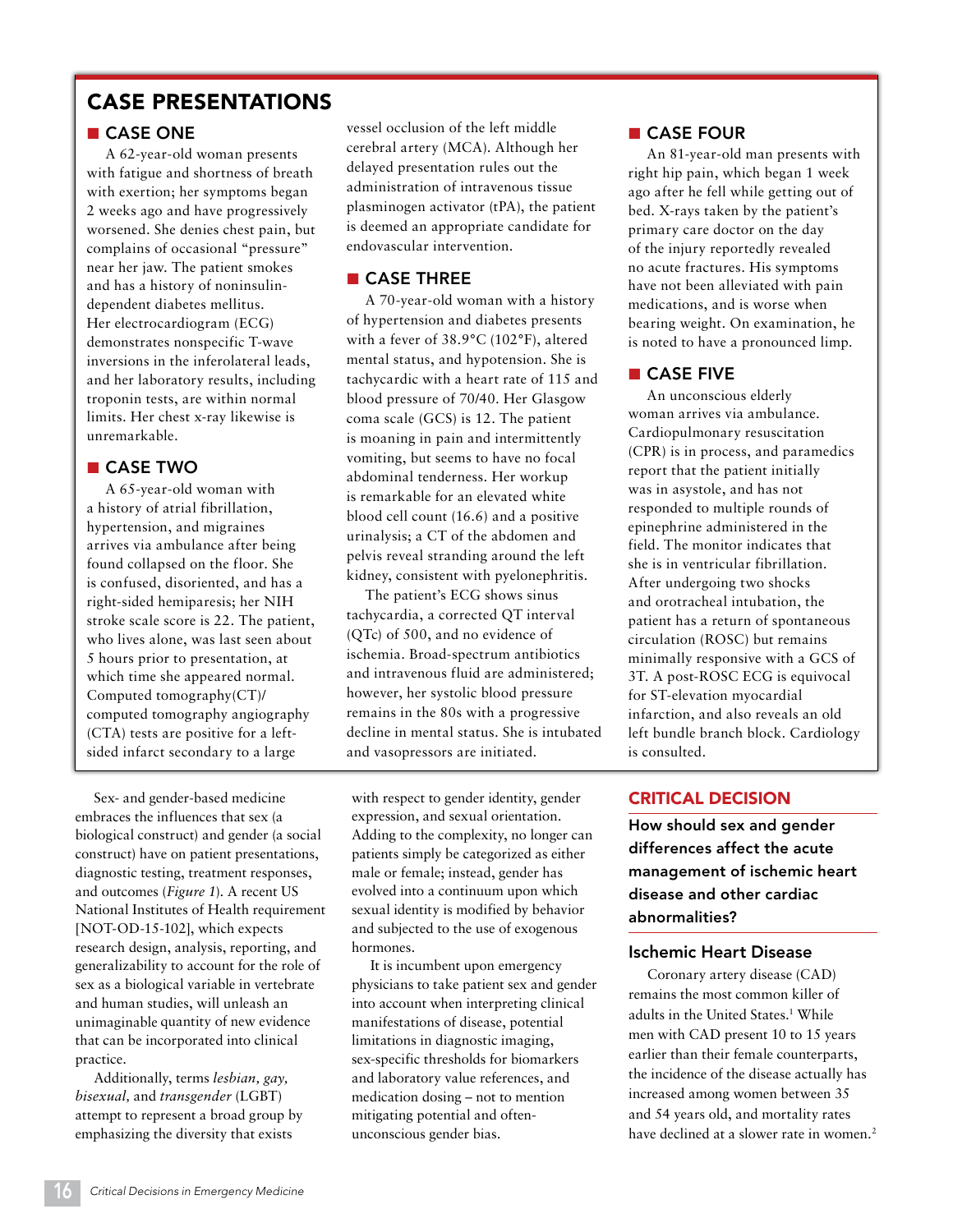## CASE PRESENTATIONS

### CASE ONE

A 62-year-old woman presents with fatigue and shortness of breath with exertion; her symptoms began 2 weeks ago and have progressively worsened. She denies chest pain, but complains of occasional "pressure" near her jaw. The patient smokes and has a history of noninsulin-dependent diabetes mellitus. Her electrocardiogram (ECG) demonstrates nonspecific T-wave inversions in the inferolateral leads, and her laboratory results, including troponin tests, are within normal limits. Her chest x-ray likewise is unremarkable.

### CASE TWO

A 65-year-old woman with a history of atrial fibrillation, hypertension, and migraines arrives via ambulance after being found collapsed on the floor. She is confused, disoriented, and has a right-sided hemiparesis; her NIH stroke scale score is 22. The patient, who lives alone, was last seen about 5 hours prior to presentation, at which time she appeared normal. Computed tomography(CT)/computed tomography angiography (CTA) tests are positive for a left-sided infarct secondary to a large vessel occlusion of the left middle cerebral artery (MCA). Although her delayed presentation rules out the administration of intravenous tissue plasminogen activator (tPA), the patient is deemed an appropriate candidate for endovascular intervention.

### CASE THREE

A 70-year-old woman with a history of hypertension and diabetes presents with a fever of 38.9°C (102°F), altered mental status, and hypotension. She is tachycardic with a heart rate of 115 and blood pressure of 70/40. Her Glasgow coma scale (GCS) is 12. The patient is moaning in pain and intermittently vomiting, but seems to have no focal abdominal tenderness. Her workup is remarkable for an elevated white blood cell count (16.6) and a positive urinalysis; a CT of the abdomen and pelvis reveal stranding around the left kidney, consistent with pyelonephritis.

The patient's ECG shows sinus tachycardia, a corrected QT interval (QTc) of 500, and no evidence of ischemia. Broad-spectrum antibiotics and intravenous fluid are administered; however, her systolic blood pressure remains in the 80s with a progressive decline in mental status. She is intubated and vasopressors are initiated.

### CASE FOUR

An 81-year-old man presents with right hip pain, which began 1 week ago after he fell while getting out of bed. X-rays taken by the patient's primary care doctor on the day of the injury reportedly revealed no acute fractures. His symptoms have not been alleviated with pain medications, and is worse when bearing weight. On examination, he is noted to have a pronounced limp.

### CASE FIVE

An unconscious elderly woman arrives via ambulance. Cardiopulmonary resuscitation (CPR) is in process, and paramedics report that the patient initially was in asystole, and has not responded to multiple rounds of epinephrine administered in the field. The monitor indicates that she is in ventricular fibrillation. After undergoing two shocks and orotracheal intubation, the patient has a return of spontaneous circulation (ROSC) but remains minimally responsive with a GCS of 3T. A post-ROSC ECG is equivocal for ST-elevation myocardial infarction, and also reveals an old left bundle branch block. Cardiology is consulted.

---

Sex- and gender-based medicine embraces the influences that sex (a biological construct) and gender (a social construct) have on patient presentations, diagnostic testing, treatment responses, and outcomes (*Figure 1*). A recent US National Institutes of Health requirement [NOT-OD-15-102], which expects research design, analysis, reporting, and generalizability to account for the role of sex as a biological variable in vertebrate and human studies, will unleash an unimaginable quantity of new evidence that can be incorporated into clinical practice.

Additionally, terms *lesbian, gay, bisexual,* and *transgender* (LGBT) attempt to represent a broad group by emphasizing the diversity that exists with respect to gender identity, gender expression, and sexual orientation. Adding to the complexity, no longer can patients simply be categorized as either male or female; instead, gender has evolved into a continuum upon which sexual identity is modified by behavior and subjected to the use of exogenous hormones.

It is incumbent upon emergency physicians to take patient sex and gender into account when interpreting clinical manifestations of disease, potential limitations in diagnostic imaging, sex-specific thresholds for biomarkers and laboratory value references, and medication dosing – not to mention mitigating potential and often-unconscious gender bias.

## CRITICAL DECISION

**How should sex and gender differences affect the acute management of ischemic heart disease and other cardiac abnormalities?**

### Ischemic Heart Disease

Coronary artery disease (CAD) remains the most common killer of adults in the United States.[1] While men with CAD present 10 to 15 years earlier than their female counterparts, the incidence of the disease actually has increased among women between 35 and 54 years old, and mortality rates have declined at a slower rate in women.[2]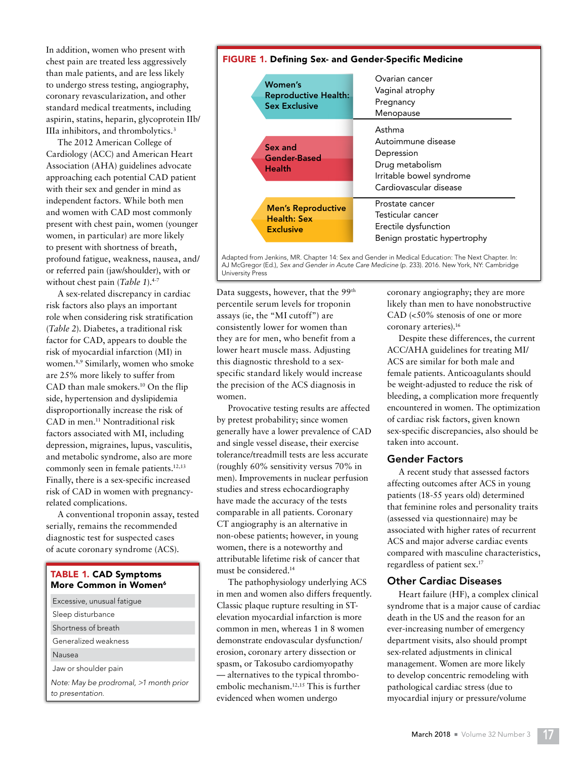In addition, women who present with chest pain are treated less aggressively than male patients, and are less likely to undergo stress testing, angiography, coronary revascularization, and other standard medical treatments, including aspirin, statins, heparin, glycoprotein IIb/IIIa inhibitors, and thrombolytics.[3]

The 2012 American College of Cardiology (ACC) and American Heart Association (AHA) guidelines advocate approaching each potential CAD patient with their sex and gender in mind as independent factors. While both men and women with CAD most commonly present with chest pain, women (younger women, in particular) are more likely to present with shortness of breath, profound fatigue, weakness, nausea, and/or referred pain (jaw/shoulder), with or without chest pain (*Table 1*).[4-7]

A sex-related discrepancy in cardiac risk factors also plays an important role when considering risk stratification (*Table 2*). Diabetes, a traditional risk factor for CAD, appears to double the risk of myocardial infarction (MI) in women.[8,9] Similarly, women who smoke are 25% more likely to suffer from CAD than male smokers.[10] On the flip side, hypertension and dyslipidemia disproportionally increase the risk of CAD in men.[11] Nontraditional risk factors associated with MI, including depression, migraines, lupus, vasculitis, and metabolic syndrome, also are more commonly seen in female patients.[12,13] Finally, there is a sex-specific increased risk of CAD in women with pregnancy-related complications.

A conventional troponin assay, tested serially, remains the recommended diagnostic test for suspected cases of acute coronary syndrome (ACS).

**TABLE 1. CAD Symptoms More Common in Women[6]**

| |
|---|
| Excessive, unusual fatigue |
| Sleep disturbance |
| Shortness of breath |
| Generalized weakness |
| Nausea |
| Jaw or shoulder pain |

*Note: May be prodromal, >1 month prior to presentation.*

**FIGURE 1. Defining Sex- and Gender-Specific Medicine**

| Category | Examples |
|---|---|
| Women's Reproductive Health: Sex Exclusive | Ovarian cancer<br>Vaginal atrophy<br>Pregnancy<br>Menopause |
| Sex and Gender-Based Health | Asthma<br>Autoimmune disease<br>Depression<br>Drug metabolism<br>Irritable bowel syndrome<br>Cardiovascular disease |
| Men's Reproductive Health: Sex Exclusive | Prostate cancer<br>Testicular cancer<br>Erectile dysfunction<br>Benign prostatic hypertrophy |

Adapted from Jenkins, MR. Chapter 14: Sex and Gender in Medical Education: The Next Chapter. In: AJ McGregor (Ed.), *Sex and Gender in Acute Care Medicine* (p. 233). 2016. New York, NY: Cambridge University Press

Data suggests, however, that the 99th percentile serum levels for troponin assays (ie, the "MI cutoff") are consistently lower for women than they are for men, who benefit from a lower heart muscle mass. Adjusting this diagnostic threshold to a sex-specific standard likely would increase the precision of the ACS diagnosis in women.

Provocative testing results are affected by pretest probability; since women generally have a lower prevalence of CAD and single vessel disease, their exercise tolerance/treadmill tests are less accurate (roughly 60% sensitivity versus 70% in men). Improvements in nuclear perfusion studies and stress echocardiography have made the accuracy of the tests comparable in all patients. Coronary CT angiography is an alternative in non-obese patients; however, in young women, there is a noteworthy and attributable lifetime risk of cancer that must be considered.[14]

The pathophysiology underlying ACS in men and women also differs frequently. Classic plaque rupture resulting in ST-elevation myocardial infarction is more common in men, whereas 1 in 8 women demonstrate endovascular dysfunction/erosion, coronary artery dissection or spasm, or Takosubo cardiomyopathy — alternatives to the typical thrombo-embolic mechanism.[12,15] This is further evidenced when women undergo coronary angiography; they are more likely than men to have nonobstructive CAD (<50% stenosis of one or more coronary arteries).[16]

Despite these differences, the current ACC/AHA guidelines for treating MI/ACS are similar for both male and female patients. Anticoagulants should be weight-adjusted to reduce the risk of bleeding, a complication more frequently encountered in women. The optimization of cardiac risk factors, given known sex-specific discrepancies, also should be taken into account.

## Gender Factors

A recent study that assessed factors affecting outcomes after ACS in young patients (18-55 years old) determined that feminine roles and personality traits (assessed via questionnaire) may be associated with higher rates of recurrent ACS and major adverse cardiac events compared with masculine characteristics, regardless of patient sex.[17]

## Other Cardiac Diseases

Heart failure (HF), a complex clinical syndrome that is a major cause of cardiac death in the US and the reason for an ever-increasing number of emergency department visits, also should prompt sex-related adjustments in clinical management. Women are more likely to develop concentric remodeling with pathological cardiac stress (due to myocardial injury or pressure/volume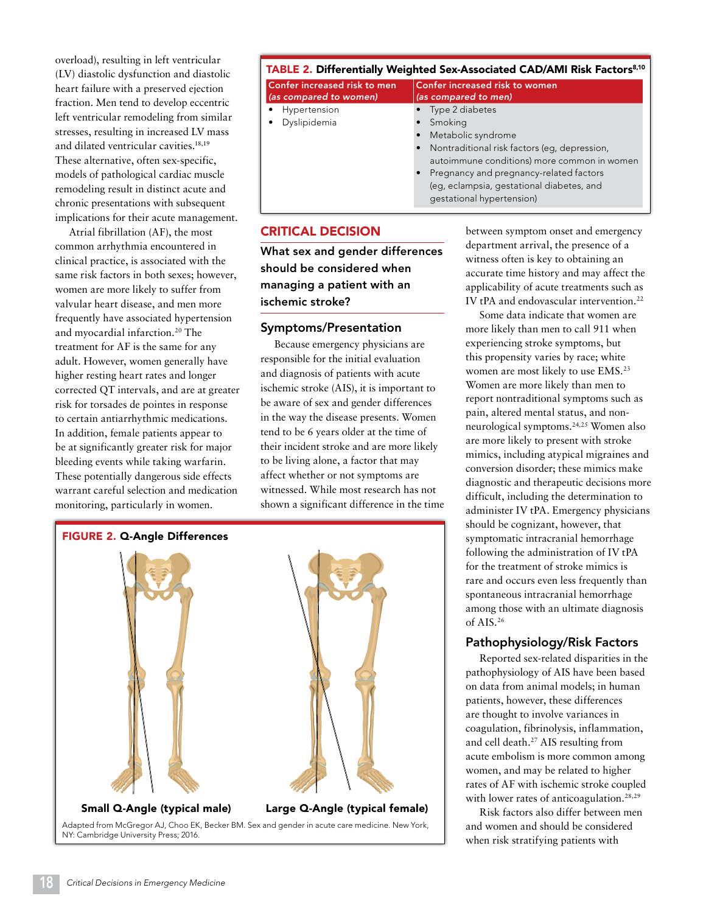overload), resulting in left ventricular (LV) diastolic dysfunction and diastolic heart failure with a preserved ejection fraction. Men tend to develop eccentric left ventricular remodeling from similar stresses, resulting in increased LV mass and dilated ventricular cavities.[18,19] These alternative, often sex-specific, models of pathological cardiac muscle remodeling result in distinct acute and chronic presentations with subsequent implications for their acute management.

Atrial fibrillation (AF), the most common arrhythmia encountered in clinical practice, is associated with the same risk factors in both sexes; however, women are more likely to suffer from valvular heart disease, and men more frequently have associated hypertension and myocardial infarction.[20] The treatment for AF is the same for any adult. However, women generally have higher resting heart rates and longer corrected QT intervals, and are at greater risk for torsades de pointes in response to certain antiarrhythmic medications. In addition, female patients appear to be at significantly greater risk for major bleeding events while taking warfarin. These potentially dangerous side effects warrant careful selection and medication monitoring, particularly in women.

**TABLE 2. Differentially Weighted Sex-Associated CAD/AMI Risk Factors[8,10]**

| Confer increased risk to men *(as compared to women)* | Confer increased risk to women *(as compared to men)* |
|---|---|
| • Hypertension<br>• Dyslipidemia | • Type 2 diabetes<br>• Smoking<br>• Metabolic syndrome<br>• Nontraditional risk factors (eg, depression, autoimmune conditions) more common in women<br>• Pregnancy and pregnancy-related factors (eg, eclampsia, gestational diabetes, and gestational hypertension) |

## CRITICAL DECISION

**What sex and gender differences should be considered when managing a patient with an ischemic stroke?**

### Symptoms/Presentation

Because emergency physicians are responsible for the initial evaluation and diagnosis of patients with acute ischemic stroke (AIS), it is important to be aware of sex and gender differences in the way the disease presents. Women tend to be 6 years older at the time of their incident stroke and are more likely to be living alone, a factor that may affect whether or not symptoms are witnessed. While most research has not shown a significant difference in the time between symptom onset and emergency department arrival, the presence of a witness often is key to obtaining an accurate time history and may affect the applicability of acute treatments such as IV tPA and endovascular intervention.[22]

Some data indicate that women are more likely than men to call 911 when experiencing stroke symptoms, but this propensity varies by race; white women are most likely to use EMS.[23] Women are more likely than men to report nontraditional symptoms such as pain, altered mental status, and non-neurological symptoms.[24,25] Women also are more likely to present with stroke mimics, including atypical migraines and conversion disorder; these mimics make diagnostic and therapeutic decisions more difficult, including the determination to administer IV tPA. Emergency physicians should be cognizant, however, that symptomatic intracranial hemorrhage following the administration of IV tPA for the treatment of stroke mimics is rare and occurs even less frequently than spontaneous intracranial hemorrhage among those with an ultimate diagnosis of AIS.[26]

**FIGURE 2. Q-Angle Differences**

Small Q-Angle (typical male) — Large Q-Angle (typical female)

Adapted from McGregor AJ, Choo EK, Becker BM. Sex and gender in acute care medicine. New York, NY: Cambridge University Press; 2016.

### Pathophysiology/Risk Factors

Reported sex-related disparities in the pathophysiology of AIS have been based on data from animal models; in human patients, however, these differences are thought to involve variances in coagulation, fibrinolysis, inflammation, and cell death.[27] AIS resulting from acute embolism is more common among women, and may be related to higher rates of AF with ischemic stroke coupled with lower rates of anticoagulation.[28,29]

Risk factors also differ between men and women and should be considered when risk stratifying patients with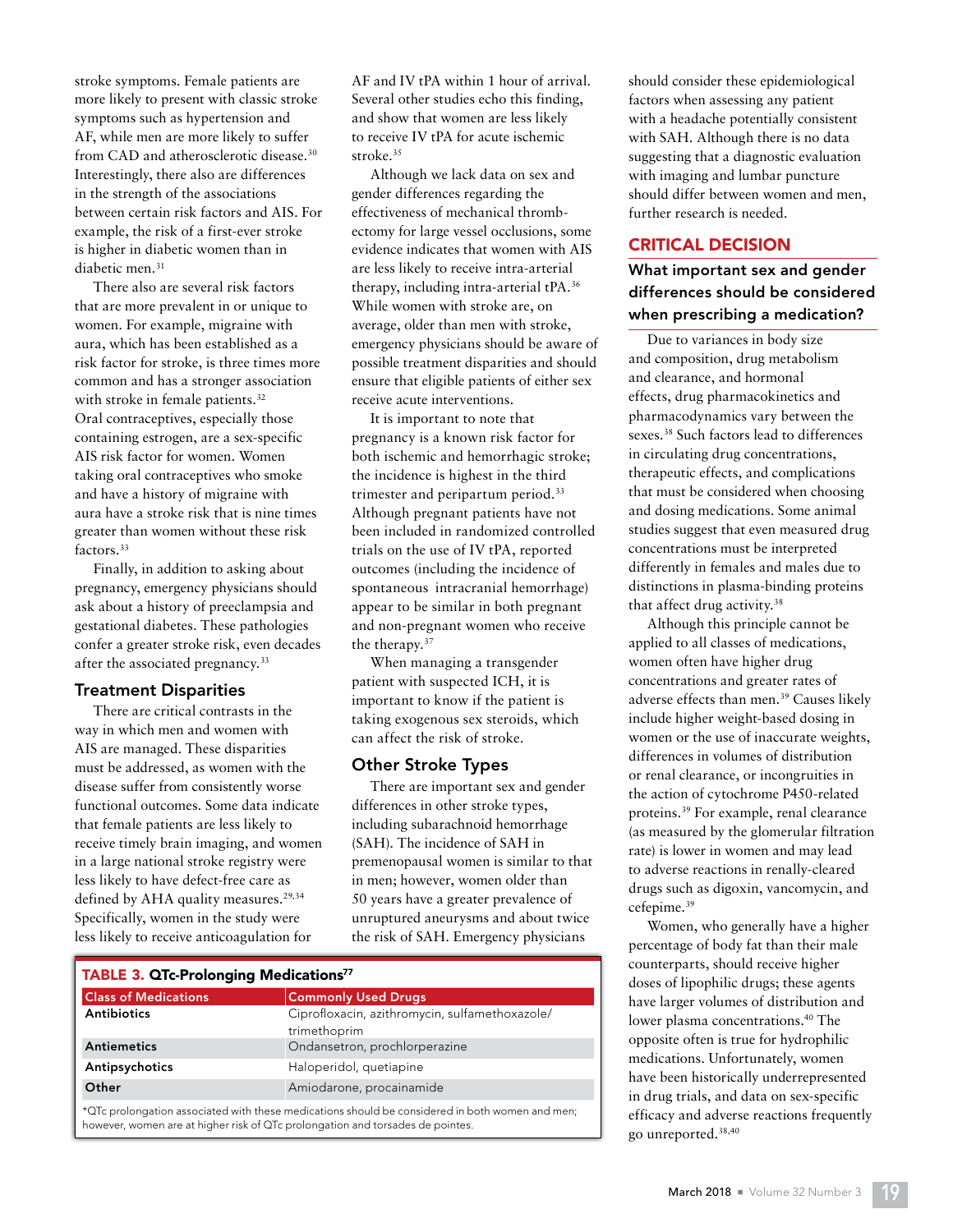stroke symptoms. Female patients are more likely to present with classic stroke symptoms such as hypertension and AF, while men are more likely to suffer from CAD and atherosclerotic disease.[30] Interestingly, there also are differences in the strength of the associations between certain risk factors and AIS. For example, the risk of a first-ever stroke is higher in diabetic women than in diabetic men.[31]

There also are several risk factors that are more prevalent in or unique to women. For example, migraine with aura, which has been established as a risk factor for stroke, is three times more common and has a stronger association with stroke in female patients.[32] Oral contraceptives, especially those containing estrogen, are a sex-specific AIS risk factor for women. Women taking oral contraceptives who smoke and have a history of migraine with aura have a stroke risk that is nine times greater than women without these risk factors.[33]

Finally, in addition to asking about pregnancy, emergency physicians should ask about a history of preeclampsia and gestational diabetes. These pathologies confer a greater stroke risk, even decades after the associated pregnancy.[33]

### Treatment Disparities

There are critical contrasts in the way in which men and women with AIS are managed. These disparities must be addressed, as women with the disease suffer from consistently worse functional outcomes. Some data indicate that female patients are less likely to receive timely brain imaging, and women in a large national stroke registry were less likely to have defect-free care as defined by AHA quality measures.[29,34] Specifically, women in the study were less likely to receive anticoagulation for AF and IV tPA within 1 hour of arrival. Several other studies echo this finding, and show that women are less likely to receive IV tPA for acute ischemic stroke.[35]

Although we lack data on sex and gender differences regarding the effectiveness of mechanical thrombectomy for large vessel occlusions, some evidence indicates that women with AIS are less likely to receive intra-arterial therapy, including intra-arterial tPA.[36] While women with stroke are, on average, older than men with stroke, emergency physicians should be aware of possible treatment disparities and should ensure that eligible patients of either sex receive acute interventions.

It is important to note that pregnancy is a known risk factor for both ischemic and hemorrhagic stroke; the incidence is highest in the third trimester and peripartum period.[33] Although pregnant patients have not been included in randomized controlled trials on the use of IV tPA, reported outcomes (including the incidence of spontaneous intracranial hemorrhage) appear to be similar in both pregnant and non-pregnant women who receive the therapy.[37]

When managing a transgender patient with suspected ICH, it is important to know if the patient is taking exogenous sex steroids, which can affect the risk of stroke.

### Other Stroke Types

There are important sex and gender differences in other stroke types, including subarachnoid hemorrhage (SAH). The incidence of SAH in premenopausal women is similar to that in men; however, women older than 50 years have a greater prevalence of unruptured aneurysms and about twice the risk of SAH. Emergency physicians should consider these epidemiological factors when assessing any patient with a headache potentially consistent with SAH. Although there is no data suggesting that a diagnostic evaluation with imaging and lumbar puncture should differ between women and men, further research is needed.

## CRITICAL DECISION

### What important sex and gender differences should be considered when prescribing a medication?

Due to variances in body size and composition, drug metabolism and clearance, and hormonal effects, drug pharmacokinetics and pharmacodynamics vary between the sexes.[38] Such factors lead to differences in circulating drug concentrations, therapeutic effects, and complications that must be considered when choosing and dosing medications. Some animal studies suggest that even measured drug concentrations must be interpreted differently in females and males due to distinctions in plasma-binding proteins that affect drug activity.[38]

Although this principle cannot be applied to all classes of medications, women often have higher drug concentrations and greater rates of adverse effects than men.[39] Causes likely include higher weight-based dosing in women or the use of inaccurate weights, differences in volumes of distribution or renal clearance, or incongruities in the action of cytochrome P450-related proteins.[39] For example, renal clearance (as measured by the glomerular filtration rate) is lower in women and may lead to adverse reactions in renally-cleared drugs such as digoxin, vancomycin, and cefepime.[39]

Women, who generally have a higher percentage of body fat than their male counterparts, should receive higher doses of lipophilic drugs; these agents have larger volumes of distribution and lower plasma concentrations.[40] The opposite often is true for hydrophilic medications. Unfortunately, women have been historically underrepresented in drug trials, and data on sex-specific efficacy and adverse reactions frequently go unreported.[38,40]

**TABLE 3. QTc-Prolonging Medications[77]**

| Class of Medications | Commonly Used Drugs |
|---|---|
| **Antibiotics** | Ciprofloxacin, azithromycin, sulfamethoxazole/trimethoprim |
| **Antiemetics** | Ondansetron, prochlorperazine |
| **Antipsychotics** | Haloperidol, quetiapine |
| **Other** | Amiodarone, procainamide |

*QTc prolongation associated with these medications should be considered in both women and men; however, women are at higher risk of QTc prolongation and torsades de pointes.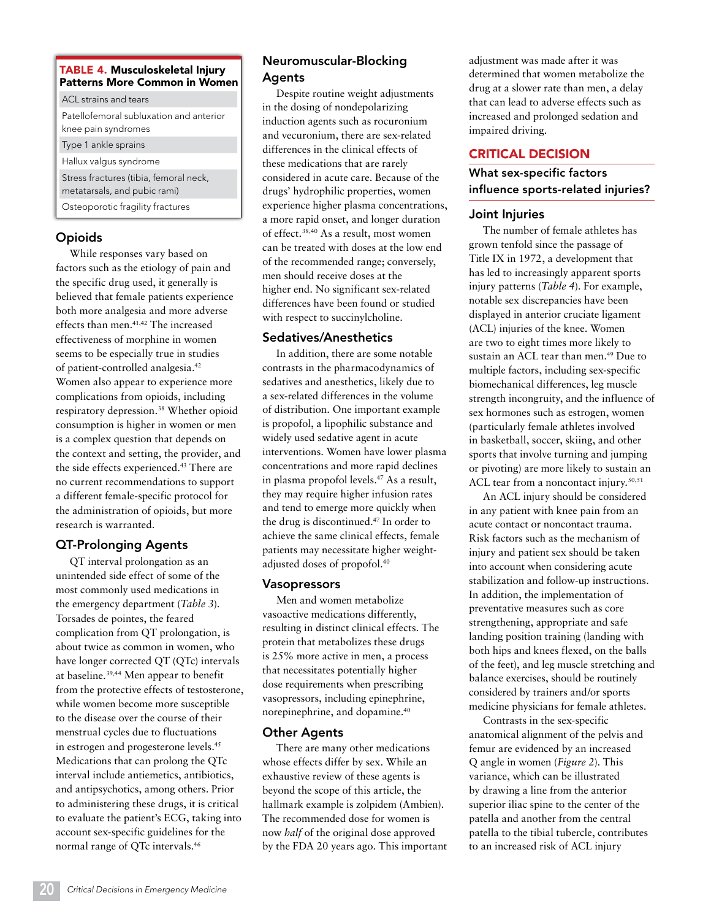**TABLE 4. Musculoskeletal Injury Patterns More Common in Women**

| |
|---|
| ACL strains and tears |
| Patellofemoral subluxation and anterior knee pain syndromes |
| Type 1 ankle sprains |
| Hallux valgus syndrome |
| Stress fractures (tibia, femoral neck, metatarsals, and pubic rami) |
| Osteoporotic fragility fractures |

## Opioids

While responses vary based on factors such as the etiology of pain and the specific drug used, it generally is believed that female patients experience both more analgesia and more adverse effects than men.[41,42] The increased effectiveness of morphine in women seems to be especially true in studies of patient-controlled analgesia.[42] Women also appear to experience more complications from opioids, including respiratory depression.[38] Whether opioid consumption is higher in women or men is a complex question that depends on the context and setting, the provider, and the side effects experienced.[43] There are no current recommendations to support a different female-specific protocol for the administration of opioids, but more research is warranted.

## QT-Prolonging Agents

QT interval prolongation as an unintended side effect of some of the most commonly used medications in the emergency department (*Table 3*). Torsades de pointes, the feared complication from QT prolongation, is about twice as common in women, who have longer corrected QT (QTc) intervals at baseline.[39,44] Men appear to benefit from the protective effects of testosterone, while women become more susceptible to the disease over the course of their menstrual cycles due to fluctuations in estrogen and progesterone levels.[45] Medications that can prolong the QTc interval include antiemetics, antibiotics, and antipsychotics, among others. Prior to administering these drugs, it is critical to evaluate the patient's ECG, taking into account sex-specific guidelines for the normal range of QTc intervals.[46]

## Neuromuscular-Blocking Agents

Despite routine weight adjustments in the dosing of nondepolarizing induction agents such as rocuronium and vecuronium, there are sex-related differences in the clinical effects of these medications that are rarely considered in acute care. Because of the drugs' hydrophilic properties, women experience higher plasma concentrations, a more rapid onset, and longer duration of effect.[38,40] As a result, most women can be treated with doses at the low end of the recommended range; conversely, men should receive doses at the higher end. No significant sex-related differences have been found or studied with respect to succinylcholine.

## Sedatives/Anesthetics

In addition, there are some notable contrasts in the pharmacodynamics of sedatives and anesthetics, likely due to a sex-related differences in the volume of distribution. One important example is propofol, a lipophilic substance and widely used sedative agent in acute interventions. Women have lower plasma concentrations and more rapid declines in plasma propofol levels.[47] As a result, they may require higher infusion rates and tend to emerge more quickly when the drug is discontinued.[47] In order to achieve the same clinical effects, female patients may necessitate higher weight-adjusted doses of propofol.[40]

## Vasopressors

Men and women metabolize vasoactive medications differently, resulting in distinct clinical effects. The protein that metabolizes these drugs is 25% more active in men, a process that necessitates potentially higher dose requirements when prescribing vasopressors, including epinephrine, norepinephrine, and dopamine.[40]

## Other Agents

There are many other medications whose effects differ by sex. While an exhaustive review of these agents is beyond the scope of this article, the hallmark example is zolpidem (Ambien). The recommended dose for women is now *half* of the original dose approved by the FDA 20 years ago. This important adjustment was made after it was determined that women metabolize the drug at a slower rate than men, a delay that can lead to adverse effects such as increased and prolonged sedation and impaired driving.

## CRITICAL DECISION

**What sex-specific factors influence sports-related injuries?**

## Joint Injuries

The number of female athletes has grown tenfold since the passage of Title IX in 1972, a development that has led to increasingly apparent sports injury patterns (*Table 4*). For example, notable sex discrepancies have been displayed in anterior cruciate ligament (ACL) injuries of the knee. Women are two to eight times more likely to sustain an ACL tear than men.[49] Due to multiple factors, including sex-specific biomechanical differences, leg muscle strength incongruity, and the influence of sex hormones such as estrogen, women (particularly female athletes involved in basketball, soccer, skiing, and other sports that involve turning and jumping or pivoting) are more likely to sustain an ACL tear from a noncontact injury.[50,51]

An ACL injury should be considered in any patient with knee pain from an acute contact or noncontact trauma. Risk factors such as the mechanism of injury and patient sex should be taken into account when considering acute stabilization and follow-up instructions. In addition, the implementation of preventative measures such as core strengthening, appropriate and safe landing position training (landing with both hips and knees flexed, on the balls of the feet), and leg muscle stretching and balance exercises, should be routinely considered by trainers and/or sports medicine physicians for female athletes.

Contrasts in the sex-specific anatomical alignment of the pelvis and femur are evidenced by an increased Q angle in women (*Figure 2*). This variance, which can be illustrated by drawing a line from the anterior superior iliac spine to the center of the patella and another from the central patella to the tibial tubercle, contributes to an increased risk of ACL injury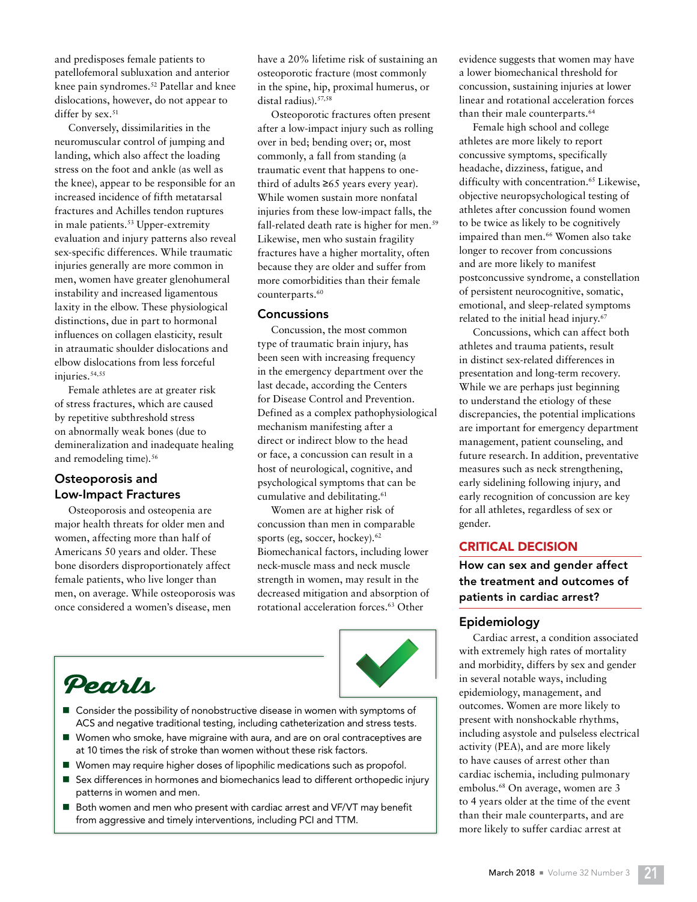and predisposes female patients to patellofemoral subluxation and anterior knee pain syndromes.[52] Patellar and knee dislocations, however, do not appear to differ by sex.[51]

Conversely, dissimilarities in the neuromuscular control of jumping and landing, which also affect the loading stress on the foot and ankle (as well as the knee), appear to be responsible for an increased incidence of fifth metatarsal fractures and Achilles tendon ruptures in male patients.[53] Upper-extremity evaluation and injury patterns also reveal sex-specific differences. While traumatic injuries generally are more common in men, women have greater glenohumeral instability and increased ligamentous laxity in the elbow. These physiological distinctions, due in part to hormonal influences on collagen elasticity, result in atraumatic shoulder dislocations and elbow dislocations from less forceful injuries.[54,55]

Female athletes are at greater risk of stress fractures, which are caused by repetitive subthreshold stress on abnormally weak bones (due to demineralization and inadequate healing and remodeling time).[56]

### Osteoporosis and Low-Impact Fractures

Osteoporosis and osteopenia are major health threats for older men and women, affecting more than half of Americans 50 years and older. These bone disorders disproportionately affect female patients, who live longer than men, on average. While osteoporosis was once considered a women's disease, men have a 20% lifetime risk of sustaining an osteoporotic fracture (most commonly in the spine, hip, proximal humerus, or distal radius).[57,58]

Osteoporotic fractures often present after a low-impact injury such as rolling over in bed; bending over; or, most commonly, a fall from standing (a traumatic event that happens to one-third of adults ≥65 years every year). While women sustain more nonfatal injuries from these low-impact falls, the fall-related death rate is higher for men.[59] Likewise, men who sustain fragility fractures have a higher mortality, often because they are older and suffer from more comorbidities than their female counterparts.[60]

### Concussions

Concussion, the most common type of traumatic brain injury, has been seen with increasing frequency in the emergency department over the last decade, according the Centers for Disease Control and Prevention. Defined as a complex pathophysiological mechanism manifesting after a direct or indirect blow to the head or face, a concussion can result in a host of neurological, cognitive, and psychological symptoms that can be cumulative and debilitating.[61]

Women are at higher risk of concussion than men in comparable sports (eg, soccer, hockey).[62] Biomechanical factors, including lower neck-muscle mass and neck muscle strength in women, may result in the decreased mitigation and absorption of rotational acceleration forces.[63] Other evidence suggests that women may have a lower biomechanical threshold for concussion, sustaining injuries at lower linear and rotational acceleration forces than their male counterparts.[64]

Female high school and college athletes are more likely to report concussive symptoms, specifically headache, dizziness, fatigue, and difficulty with concentration.[65] Likewise, objective neuropsychological testing of athletes after concussion found women to be twice as likely to be cognitively impaired than men.[66] Women also take longer to recover from concussions and are more likely to manifest postconcussive syndrome, a constellation of persistent neurocognitive, somatic, emotional, and sleep-related symptoms related to the initial head injury.[67]

Concussions, which can affect both athletes and trauma patients, result in distinct sex-related differences in presentation and long-term recovery. While we are perhaps just beginning to understand the etiology of these discrepancies, the potential implications are important for emergency department management, patient counseling, and future research. In addition, preventative measures such as neck strengthening, early sidelining following injury, and early recognition of concussion are key for all athletes, regardless of sex or gender.

## CRITICAL DECISION

**How can sex and gender affect the treatment and outcomes of patients in cardiac arrest?**

### Epidemiology

Cardiac arrest, a condition associated with extremely high rates of mortality and morbidity, differs by sex and gender in several notable ways, including epidemiology, management, and outcomes. Women are more likely to present with nonshockable rhythms, including asystole and pulseless electrical activity (PEA), and are more likely to have causes of arrest other than cardiac ischemia, including pulmonary embolus.[68] On average, women are 3 to 4 years older at the time of the event than their male counterparts, and are more likely to suffer cardiac arrest at

## Pearls

- Consider the possibility of nonobstructive disease in women with symptoms of ACS and negative traditional testing, including catheterization and stress tests.
- Women who smoke, have migraine with aura, and are on oral contraceptives are at 10 times the risk of stroke than women without these risk factors.
- Women may require higher doses of lipophilic medications such as propofol.
- Sex differences in hormones and biomechanics lead to different orthopedic injury patterns in women and men.
- Both women and men who present with cardiac arrest and VF/VT may benefit from aggressive and timely interventions, including PCI and TTM.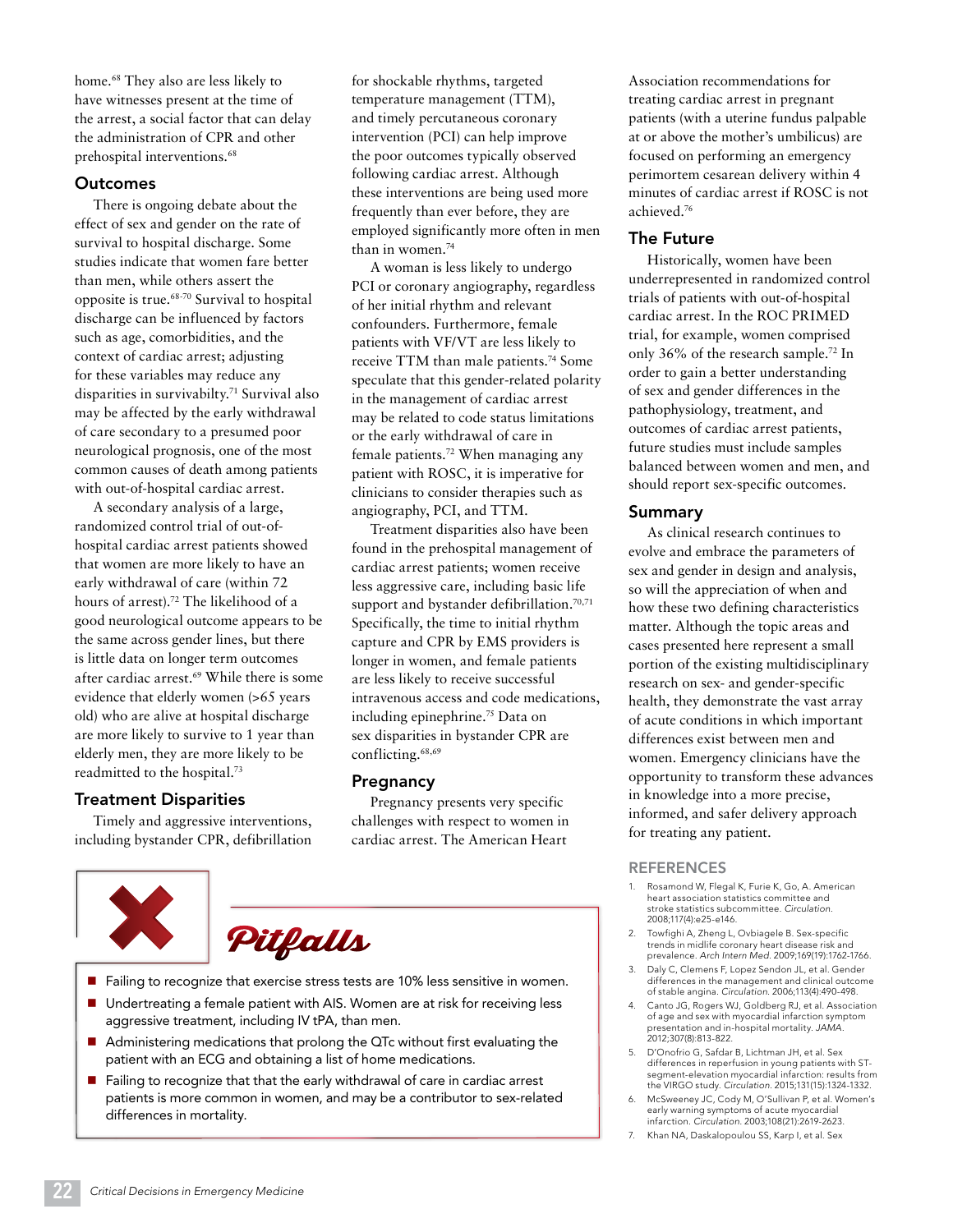home.[68] They also are less likely to have witnesses present at the time of the arrest, a social factor that can delay the administration of CPR and other prehospital interventions.[68]

## Outcomes

There is ongoing debate about the effect of sex and gender on the rate of survival to hospital discharge. Some studies indicate that women fare better than men, while others assert the opposite is true.[68-70] Survival to hospital discharge can be influenced by factors such as age, comorbidities, and the context of cardiac arrest; adjusting for these variables may reduce any disparities in survivabilty.[71] Survival also may be affected by the early withdrawal of care secondary to a presumed poor neurological prognosis, one of the most common causes of death among patients with out-of-hospital cardiac arrest.

A secondary analysis of a large, randomized control trial of out-of-hospital cardiac arrest patients showed that women are more likely to have an early withdrawal of care (within 72 hours of arrest).[72] The likelihood of a good neurological outcome appears to be the same across gender lines, but there is little data on longer term outcomes after cardiac arrest.[69] While there is some evidence that elderly women (>65 years old) who are alive at hospital discharge are more likely to survive to 1 year than elderly men, they are more likely to be readmitted to the hospital.[73]

## Treatment Disparities

Timely and aggressive interventions, including bystander CPR, defibrillation for shockable rhythms, targeted temperature management (TTM), and timely percutaneous coronary intervention (PCI) can help improve the poor outcomes typically observed following cardiac arrest. Although these interventions are being used more frequently than ever before, they are employed significantly more often in men than in women.[74]

A woman is less likely to undergo PCI or coronary angiography, regardless of her initial rhythm and relevant confounders. Furthermore, female patients with VF/VT are less likely to receive TTM than male patients.[74] Some speculate that this gender-related polarity in the management of cardiac arrest may be related to code status limitations or the early withdrawal of care in female patients.[72] When managing any patient with ROSC, it is imperative for clinicians to consider therapies such as angiography, PCI, and TTM.

Treatment disparities also have been found in the prehospital management of cardiac arrest patients; women receive less aggressive care, including basic life support and bystander defibrillation.[70,71] Specifically, the time to initial rhythm capture and CPR by EMS providers is longer in women, and female patients are less likely to receive successful intravenous access and code medications, including epinephrine.[75] Data on sex disparities in bystander CPR are conflicting.[68,69]

## Pregnancy

Pregnancy presents very specific challenges with respect to women in cardiac arrest. The American Heart Association recommendations for treating cardiac arrest in pregnant patients (with a uterine fundus palpable at or above the mother's umbilicus) are focused on performing an emergency perimortem cesarean delivery within 4 minutes of cardiac arrest if ROSC is not achieved.[76]

## The Future

Historically, women have been underrepresented in randomized control trials of patients with out-of-hospital cardiac arrest. In the ROC PRIMED trial, for example, women comprised only 36% of the research sample.[72] In order to gain a better understanding of sex and gender differences in the pathophysiology, treatment, and outcomes of cardiac arrest patients, future studies must include samples balanced between women and men, and should report sex-specific outcomes.

## Summary

As clinical research continues to evolve and embrace the parameters of sex and gender in design and analysis, so will the appreciation of when and how these two defining characteristics matter. Although the topic areas and cases presented here represent a small portion of the existing multidisciplinary research on sex- and gender-specific health, they demonstrate the vast array of acute conditions in which important differences exist between men and women. Emergency clinicians have the opportunity to transform these advances in knowledge into a more precise, informed, and safer delivery approach for treating any patient.

## Pitfalls

- Failing to recognize that exercise stress tests are 10% less sensitive in women.
- Undertreating a female patient with AIS. Women are at risk for receiving less aggressive treatment, including IV tPA, than men.
- Administering medications that prolong the QTc without first evaluating the patient with an ECG and obtaining a list of home medications.
- Failing to recognize that that the early withdrawal of care in cardiac arrest patients is more common in women, and may be a contributor to sex-related differences in mortality.

## REFERENCES

1. Rosamond W, Flegal K, Furie K, Go, A. American heart association statistics committee and stroke statistics subcommittee. *Circulation.* 2008;117(4):e25-e146.
2. Towfighi A, Zheng L, Ovbiagele B. Sex-specific trends in midlife coronary heart disease risk and prevalence. *Arch Intern Med.* 2009;169(19):1762-1766.
3. Daly C, Clemens F, Lopez Sendon JL, et al. Gender differences in the management and clinical outcome of stable angina. *Circulation.* 2006;113(4):490-498.
4. Canto JG, Rogers WJ, Goldberg RJ, et al. Association of age and sex with myocardial infarction symptom presentation and in-hospital mortality. *JAMA.* 2012;307(8):813-822.
5. D'Onofrio G, Safdar B, Lichtman JH, et al. Sex differences in reperfusion in young patients with ST-segment-elevation myocardial infarction: results from the VIRGO study. *Circulation.* 2015;131(15):1324-1332.
6. McSweeney JC, Cody M, O'Sullivan P, et al. Women's early warning symptoms of acute myocardial infarction. *Circulation.* 2003;108(21):2619-2623.
7. Khan NA, Daskalopoulou SS, Karp I, et al. Sex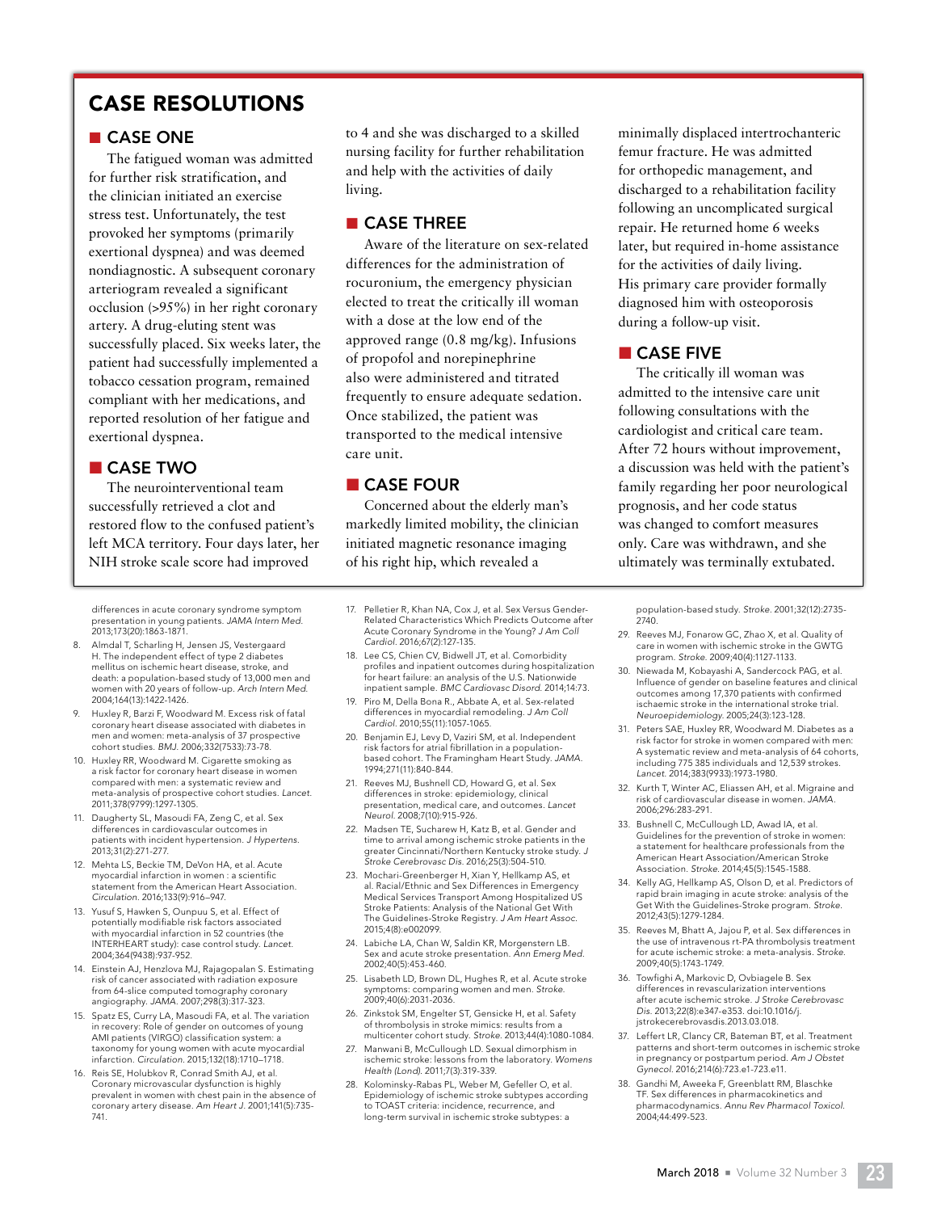## CASE RESOLUTIONS

### CASE ONE

The fatigued woman was admitted for further risk stratification, and the clinician initiated an exercise stress test. Unfortunately, the test provoked her symptoms (primarily exertional dyspnea) and was deemed nondiagnostic. A subsequent coronary arteriogram revealed a significant occlusion (>95%) in her right coronary artery. A drug-eluting stent was successfully placed. Six weeks later, the patient had successfully implemented a tobacco cessation program, remained compliant with her medications, and reported resolution of her fatigue and exertional dyspnea.

### CASE TWO

The neurointerventional team successfully retrieved a clot and restored flow to the confused patient's left MCA territory. Four days later, her NIH stroke scale score had improved to 4 and she was discharged to a skilled nursing facility for further rehabilitation and help with the activities of daily living.

### CASE THREE

Aware of the literature on sex-related differences for the administration of rocuronium, the emergency physician elected to treat the critically ill woman with a dose at the low end of the approved range (0.8 mg/kg). Infusions of propofol and norepinephrine also were administered and titrated frequently to ensure adequate sedation. Once stabilized, the patient was transported to the medical intensive care unit.

### CASE FOUR

Concerned about the elderly man's markedly limited mobility, the clinician initiated magnetic resonance imaging of his right hip, which revealed a minimally displaced intertrochanteric femur fracture. He was admitted for orthopedic management, and discharged to a rehabilitation facility following an uncomplicated surgical repair. He returned home 6 weeks later, but required in-home assistance for the activities of daily living. His primary care provider formally diagnosed him with osteoporosis during a follow-up visit.

### CASE FIVE

The critically ill woman was admitted to the intensive care unit following consultations with the cardiologist and critical care team. After 72 hours without improvement, a discussion was held with the patient's family regarding her poor neurological prognosis, and her code status was changed to comfort measures only. Care was withdrawn, and she ultimately was terminally extubated.

differences in acute coronary syndrome symptom presentation in young patients. *JAMA Intern Med.* 2013;173(20):1863-1871.

8. Almdal T, Scharling H, Jensen JS, Vestergaard H. The independent effect of type 2 diabetes mellitus on ischemic heart disease, stroke, and death: a population-based study of 13,000 men and women with 20 years of follow-up. *Arch Intern Med.* 2004;164(13):1422-1426.
9. Huxley R, Barzi F, Woodward M. Excess risk of fatal coronary heart disease associated with diabetes in men and women: meta-analysis of 37 prospective cohort studies. *BMJ.* 2006;332(7533):73-78.
10. Huxley RR, Woodward M. Cigarette smoking as a risk factor for coronary heart disease in women compared with men: a systematic review and meta-analysis of prospective cohort studies. *Lancet.* 2011;378(9799):1297-1305.
11. Daugherty SL, Masoudi FA, Zeng C, et al. Sex differences in cardiovascular outcomes in patients with incident hypertension. *J Hypertens.* 2013;31(2):271-277.
12. Mehta LS, Beckie TM, DeVon HA, et al. Acute myocardial infarction in women : a scientific statement from the American Heart Association. *Circulation.* 2016;133(9):916–947.
13. Yusuf S, Hawken S, Ounpuu S, et al. Effect of potentially modifiable risk factors associated with myocardial infarction in 52 countries (the INTERHEART study): case control study. *Lancet.* 2004;364(9438):937-952.
14. Einstein AJ, Henzlova MJ, Rajagopalan S. Estimating risk of cancer associated with radiation exposure from 64-slice computed tomography coronary angiography. *JAMA.* 2007;298(3):317-323.
15. Spatz ES, Curry LA, Masoudi FA, et al. The variation in recovery: Role of gender on outcomes of young AMI patients (VIRGO) classification system: a taxonomy for young women with acute myocardial infarction. *Circulation.* 2015;132(18):1710–1718.
16. Reis SE, Holubkov R, Conrad Smith AJ, et al. Coronary microvascular dysfunction is highly prevalent in women with chest pain in the absence of coronary artery disease. *Am Heart J.* 2001;141(5):735-741.
17. Pelletier R, Khan NA, Cox J, et al. Sex Versus Gender-Related Characteristics Which Predicts Outcome after Acute Coronary Syndrome in the Young? *J Am Coll Cardiol.* 2016;67(2):127-135.
18. Lee CS, Chien CV, Bidwell JT, et al. Comorbidity profiles and inpatient outcomes during hospitalization for heart failure: an analysis of the U.S. Nationwide inpatient sample. *BMC Cardiovasc Disord.* 2014;14:73.
19. Piro M, Della Bona R., Abbate A, et al. Sex-related differences in myocardial remodeling. *J Am Coll Cardiol.* 2010;55(11):1057-1065.
20. Benjamin EJ, Levy D, Vaziri SM, et al. Independent risk factors for atrial fibrillation in a population-based cohort. The Framingham Heart Study. *JAMA.* 1994;271(11):840-844.
21. Reeves MJ, Bushnell CD, Howard G, et al. Sex differences in stroke: epidemiology, clinical presentation, medical care, and outcomes. *Lancet Neurol.* 2008;7(10):915-926.
22. Madsen TE, Sucharew H, Katz B, et al. Gender and time to arrival among ischemic stroke patients in the greater Cincinnati/Northern Kentucky stroke study. *J Stroke Cerebrovasc Dis.* 2016;25(3):504-510.
23. Mochari-Greenberger H, Xian Y, Hellkamp AS, et al. Racial/Ethnic and Sex Differences in Emergency Medical Services Transport Among Hospitalized US Stroke Patients: Analysis of the National Get With The Guidelines-Stroke Registry. *J Am Heart Assoc.* 2015;4(8):e002099.
24. Labiche LA, Chan W, Saldin KR, Morgenstern LB. Sex and acute stroke presentation. *Ann Emerg Med.* 2002;40(5):453-460.
25. Lisabeth LD, Brown DL, Hughes R, et al. Acute stroke symptoms: comparing women and men. *Stroke.* 2009;40(6):2031-2036.
26. Zinkstok SM, Engelter ST, Gensicke H, et al. Safety of thrombolysis in stroke mimics: results from a multicenter cohort study. *Stroke.* 2013;44(4):1080-1084.
27. Manwani B, McCullough LD. Sexual dimorphism in ischemic stroke: lessons from the laboratory. *Womens Health (Lond).* 2011;7(3):319-339.
28. Kolominsky-Rabas PL, Weber M, Gefeller O, et al. Epidemiology of ischemic stroke subtypes according to TOAST criteria: incidence, recurrence, and long-term survival in ischemic stroke subtypes: a population-based study. *Stroke.* 2001;32(12):2735-2740.
29. Reeves MJ, Fonarow GC, Zhao X, et al. Quality of care in women with ischemic stroke in the GWTG program. *Stroke.* 2009;40(4):1127-1133.
30. Niewada M, Kobayashi A, Sandercock PAG, et al. Influence of gender on baseline features and clinical outcomes among 17,370 patients with confirmed ischaemic stroke in the international stroke trial. *Neuroepidemiology.* 2005;24(3):123-128.
31. Peters SAE, Huxley RR, Woodward M. Diabetes as a risk factor for stroke in women compared with men: A systematic review and meta-analysis of 64 cohorts, including 775 385 individuals and 12,539 strokes. *Lancet.* 2014;383(9933):1973-1980.
32. Kurth T, Winter AC, Eliassen AH, et al. Migraine and risk of cardiovascular disease in women. *JAMA.* 2006;296:283-291.
33. Bushnell C, McCullough LD, Awad IA, et al. Guidelines for the prevention of stroke in women: a statement for healthcare professionals from the American Heart Association/American Stroke Association. *Stroke.* 2014;45(5):1545-1588.
34. Kelly AG, Hellkamp AS, Olson D, et al. Predictors of rapid brain imaging in acute stroke: analysis of the Get With the Guidelines-Stroke program. *Stroke.* 2012;43(5):1279-1284.
35. Reeves M, Bhatt A, Jajou P, et al. Sex differences in the use of intravenous rt-PA thrombolysis treatment for acute ischemic stroke: a meta-analysis. *Stroke.* 2009;40(5):1743-1749.
36. Towfighi A, Markovic D, Ovbiagele B. Sex differences in revascularization interventions after acute ischemic stroke. *J Stroke Cerebrovasc Dis.* 2013;22(8):e347-e353. doi:10.1016/j.jstrokecerebrovasdis.2013.03.018.
37. Leffert LR, Clancy CR, Bateman BT, et al. Treatment patterns and short-term outcomes in ischemic stroke in pregnancy or postpartum period. *Am J Obstet Gynecol.* 2016;214(6):723.e1-723.e11.
38. Gandhi M, Aweeka F, Greenblatt RM, Blaschke TF. Sex differences in pharmacokinetics and pharmacodynamics. *Annu Rev Pharmacol Toxicol.* 2004;44:499-523.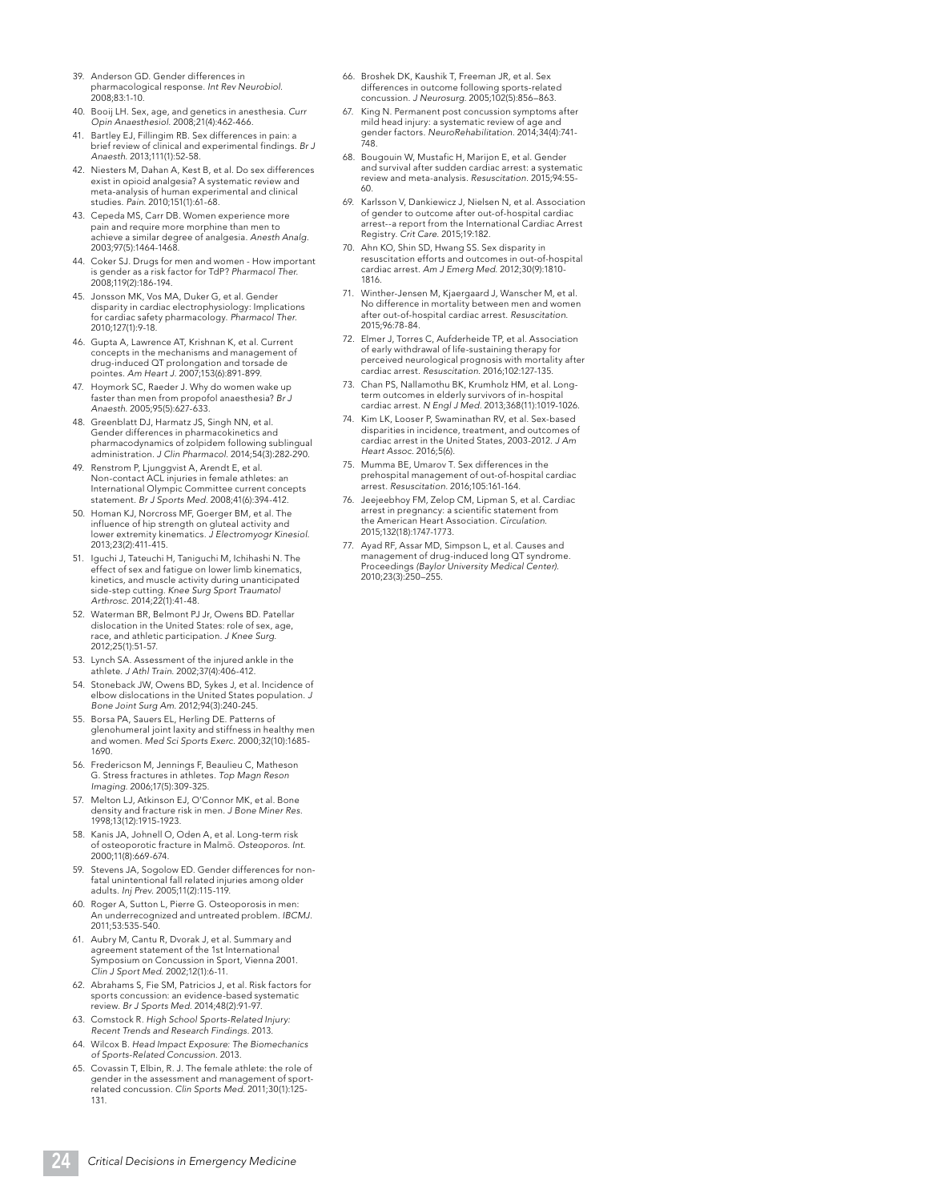39. Anderson GD. Gender differences in pharmacological response. *Int Rev Neurobiol.* 2008;83:1-10.
40. Booij LH. Sex, age, and genetics in anesthesia. *Curr Opin Anaesthesiol.* 2008;21(4):462-466.
41. Bartley EJ, Fillingim RB. Sex differences in pain: a brief review of clinical and experimental findings. *Br J Anaesth.* 2013;111(1):52-58.
42. Niesters M, Dahan A, Kest B, et al. Do sex differences exist in opioid analgesia? A systematic review and meta-analysis of human experimental and clinical studies. *Pain.* 2010;151(1):61-68.
43. Cepeda MS, Carr DB. Women experience more pain and require more morphine than men to achieve a similar degree of analgesia. *Anesth Analg.* 2003;97(5):1464-1468.
44. Coker SJ. Drugs for men and women - How important is gender as a risk factor for TdP? *Pharmacol Ther.* 2008;119(2):186-194.
45. Jonsson MK, Vos MA, Duker G, et al. Gender disparity in cardiac electrophysiology: Implications for cardiac safety pharmacology. *Pharmacol Ther.* 2010;127(1):9-18.
46. Gupta A, Lawrence AT, Krishnan K, et al. Current concepts in the mechanisms and management of drug-induced QT prolongation and torsade de pointes. *Am Heart J.* 2007;153(6):891-899.
47. Hoymork SC, Raeder J. Why do women wake up faster than men from propofol anaesthesia? *Br J Anaesth.* 2005;95(5):627-633.
48. Greenblatt DJ, Harmatz JS, Singh NN, et al. Gender differences in pharmacokinetics and pharmacodynamics of zolpidem following sublingual administration. *J Clin Pharmacol.* 2014;54(3):282-290.
49. Renstrom P, Ljunggvist A, Arendt E, et al. Non-contact ACL injuries in female athletes: an International Olympic Committee current concepts statement. *Br J Sports Med.* 2008;41(6):394-412.
50. Homan KJ, Norcross MF, Goerger BM, et al. The influence of hip strength on gluteal activity and lower extremity kinematics. *J Electromyogr Kinesiol.* 2013;23(2):411-415.
51. Iguchi J, Tateuchi H, Taniguchi M, Ichihashi N. The effect of sex and fatigue on lower limb kinematics, kinetics, and muscle activity during unanticipated side-step cutting. *Knee Surg Sport Traumatol Arthrosc.* 2014;22(1):41-48.
52. Waterman BR, Belmont PJ Jr, Owens BD. Patellar dislocation in the United States: role of sex, age, race, and athletic participation. *J Knee Surg.* 2012;25(1):51-57.
53. Lynch SA. Assessment of the injured ankle in the athlete. *J Athl Train.* 2002;37(4):406-412.
54. Stoneback JW, Owens BD, Sykes J, et al. Incidence of elbow dislocations in the United States population. *J Bone Joint Surg Am.* 2012;94(3):240-245.
55. Borsa PA, Sauers EL, Herling DE. Patterns of glenohumeral joint laxity and stiffness in healthy men and women. *Med Sci Sports Exerc.* 2000;32(10):1685-1690.
56. Fredericson M, Jennings F, Beaulieu C, Matheson G. Stress fractures in athletes. *Top Magn Reson Imaging.* 2006;17(5):309-325.
57. Melton LJ, Atkinson EJ, O'Connor MK, et al. Bone density and fracture risk in men. *J Bone Miner Res.* 1998;13(12):1915-1923.
58. Kanis JA, Johnell O, Oden A, et al. Long-term risk of osteoporotic fracture in Malmö. *Osteoporos. Int.* 2000;11(8):669-674.
59. Stevens JA, Sogolow ED. Gender differences for non-fatal unintentional fall related injuries among older adults. *Inj Prev.* 2005;11(2):115-119.
60. Roger A, Sutton L, Pierre G. Osteoporosis in men: An underrecognized and untreated problem. *IBCMJ.* 2011;53:535-540.
61. Aubry M, Cantu R, Dvorak J, et al. Summary and agreement statement of the 1st International Symposium on Concussion in Sport, Vienna 2001. *Clin J Sport Med.* 2002;12(1):6-11.
62. Abrahams S, Fie SM, Patricios J, et al. Risk factors for sports concussion: an evidence-based systematic review. *Br J Sports Med.* 2014;48(2):91-97.
63. Comstock R. *High School Sports-Related Injury: Recent Trends and Research Findings.* 2013.
64. Wilcox B. *Head Impact Exposure: The Biomechanics of Sports-Related Concussion.* 2013.
65. Covassin T, Elbin, R. J. The female athlete: the role of gender in the assessment and management of sport-related concussion. *Clin Sports Med.* 2011;30(1):125-131.
66. Broshek DK, Kaushik T, Freeman JR, et al. Sex differences in outcome following sports-related concussion. *J Neurosurg.* 2005;102(5):856–863.
67. King N. Permanent post concussion symptoms after mild head injury: a systematic review of age and gender factors. *NeuroRehabilitation.* 2014;34(4):741-748.
68. Bougouin W, Mustafic H, Marijon E, et al. Gender and survival after sudden cardiac arrest: a systematic review and meta-analysis. *Resuscitation.* 2015;94:55-60.
69. Karlsson V, Dankiewicz J, Nielsen N, et al. Association of gender to outcome after out-of-hospital cardiac arrest--a report from the International Cardiac Arrest Registry. *Crit Care.* 2015;19:182.
70. Ahn KO, Shin SD, Hwang SS. Sex disparity in resuscitation efforts and outcomes in out-of-hospital cardiac arrest. *Am J Emerg Med.* 2012;30(9):1810-1816.
71. Winther-Jensen M, Kjaergaard J, Wanscher M, et al. No difference in mortality between men and women after out-of-hospital cardiac arrest. *Resuscitation.* 2015;96:78-84.
72. Elmer J, Torres C, Aufderheide TP, et al. Association of early withdrawal of life-sustaining therapy for perceived neurological prognosis with mortality after cardiac arrest. *Resuscitation.* 2016;102:127-135.
73. Chan PS, Nallamothu BK, Krumholz HM, et al. Long-term outcomes in elderly survivors of in-hospital cardiac arrest. *N Engl J Med.* 2013;368(11):1019-1026.
74. Kim LK, Looser P, Swaminathan RV, et al. Sex-based disparities in incidence, treatment, and outcomes of cardiac arrest in the United States, 2003-2012. *J Am Heart Assoc.* 2016;5(6).
75. Mumma BE, Umarov T. Sex differences in the prehospital management of out-of-hospital cardiac arrest. *Resuscitation.* 2016;105:161-164.
76. Jeejeebhoy FM, Zelop CM, Lipman S, et al. Cardiac arrest in pregnancy: a scientific statement from the American Heart Association. *Circulation.* 2015;132(18):1747-1773.
77. Ayad RF, Assar MD, Simpson L, et al. Causes and management of drug-induced long QT syndrome. Proceedings *(Baylor University Medical Center).* 2010;23(3):250–255.